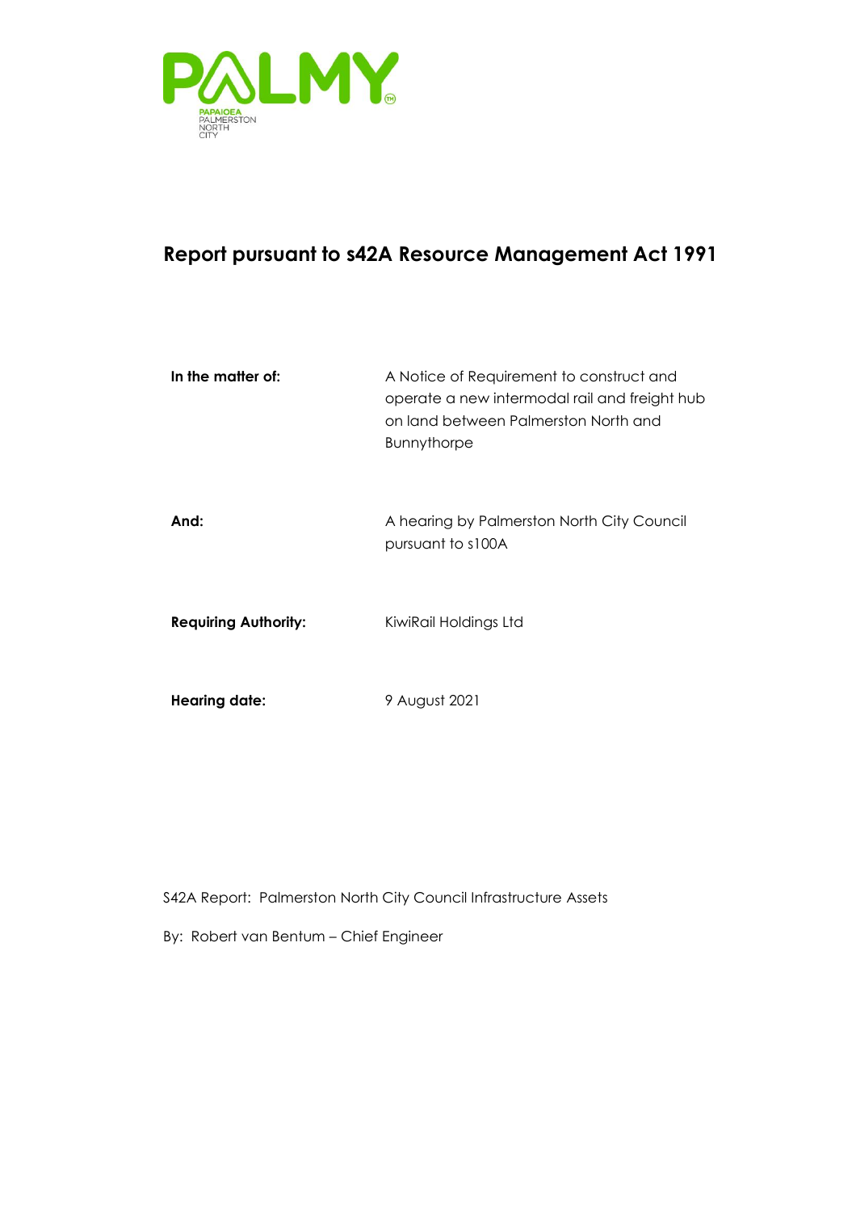PALMY

PAPAIOEA
PALMERSTON
NORTH
CITY

# Report pursuant to s42A Resource Management Act 1991

**In the matter of:** A Notice of Requirement to construct and operate a new intermodal rail and freight hub on land between Palmerston North and Bunnythorpe

**And:** A hearing by Palmerston North City Council pursuant to s100A

**Requiring Authority:** KiwiRail Holdings Ltd

**Hearing date:** 9 August 2021

S42A Report: Palmerston North City Council Infrastructure Assets

By: Robert van Bentum – Chief Engineer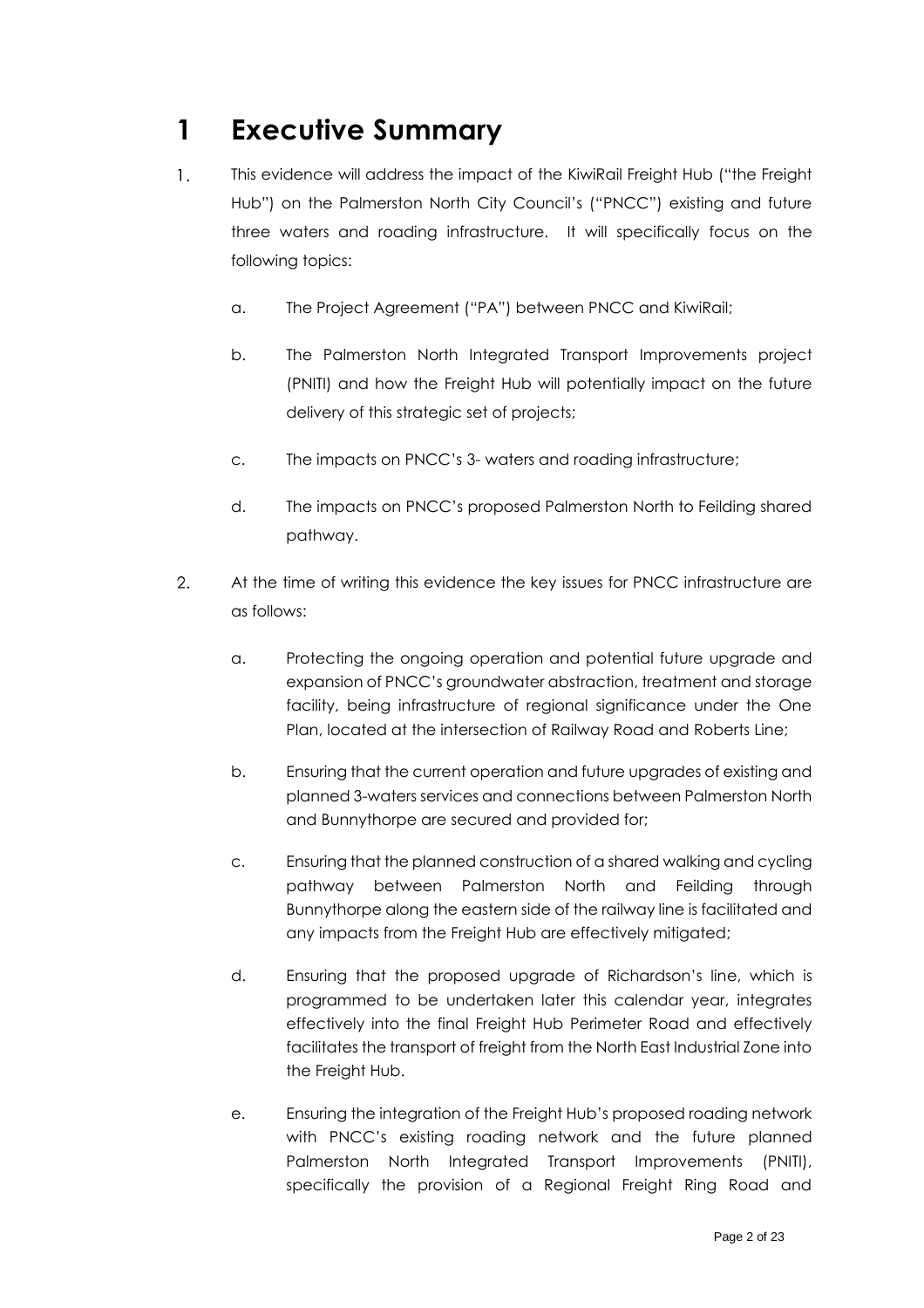# 1 Executive Summary

1. This evidence will address the impact of the KiwiRail Freight Hub ("the Freight Hub") on the Palmerston North City Council's ("PNCC") existing and future three waters and roading infrastructure. It will specifically focus on the following topics:

   a. The Project Agreement ("PA") between PNCC and KiwiRail;

   b. The Palmerston North Integrated Transport Improvements project (PNITI) and how the Freight Hub will potentially impact on the future delivery of this strategic set of projects;

   c. The impacts on PNCC's 3- waters and roading infrastructure;

   d. The impacts on PNCC's proposed Palmerston North to Feilding shared pathway.

2. At the time of writing this evidence the key issues for PNCC infrastructure are as follows:

   a. Protecting the ongoing operation and potential future upgrade and expansion of PNCC's groundwater abstraction, treatment and storage facility, being infrastructure of regional significance under the One Plan, located at the intersection of Railway Road and Roberts Line;

   b. Ensuring that the current operation and future upgrades of existing and planned 3-waters services and connections between Palmerston North and Bunnythorpe are secured and provided for;

   c. Ensuring that the planned construction of a shared walking and cycling pathway between Palmerston North and Feilding through Bunnythorpe along the eastern side of the railway line is facilitated and any impacts from the Freight Hub are effectively mitigated;

   d. Ensuring that the proposed upgrade of Richardson's line, which is programmed to be undertaken later this calendar year, integrates effectively into the final Freight Hub Perimeter Road and effectively facilitates the transport of freight from the North East Industrial Zone into the Freight Hub.

   e. Ensuring the integration of the Freight Hub's proposed roading network with PNCC's existing roading network and the future planned Palmerston North Integrated Transport Improvements (PNITI), specifically the provision of a Regional Freight Ring Road and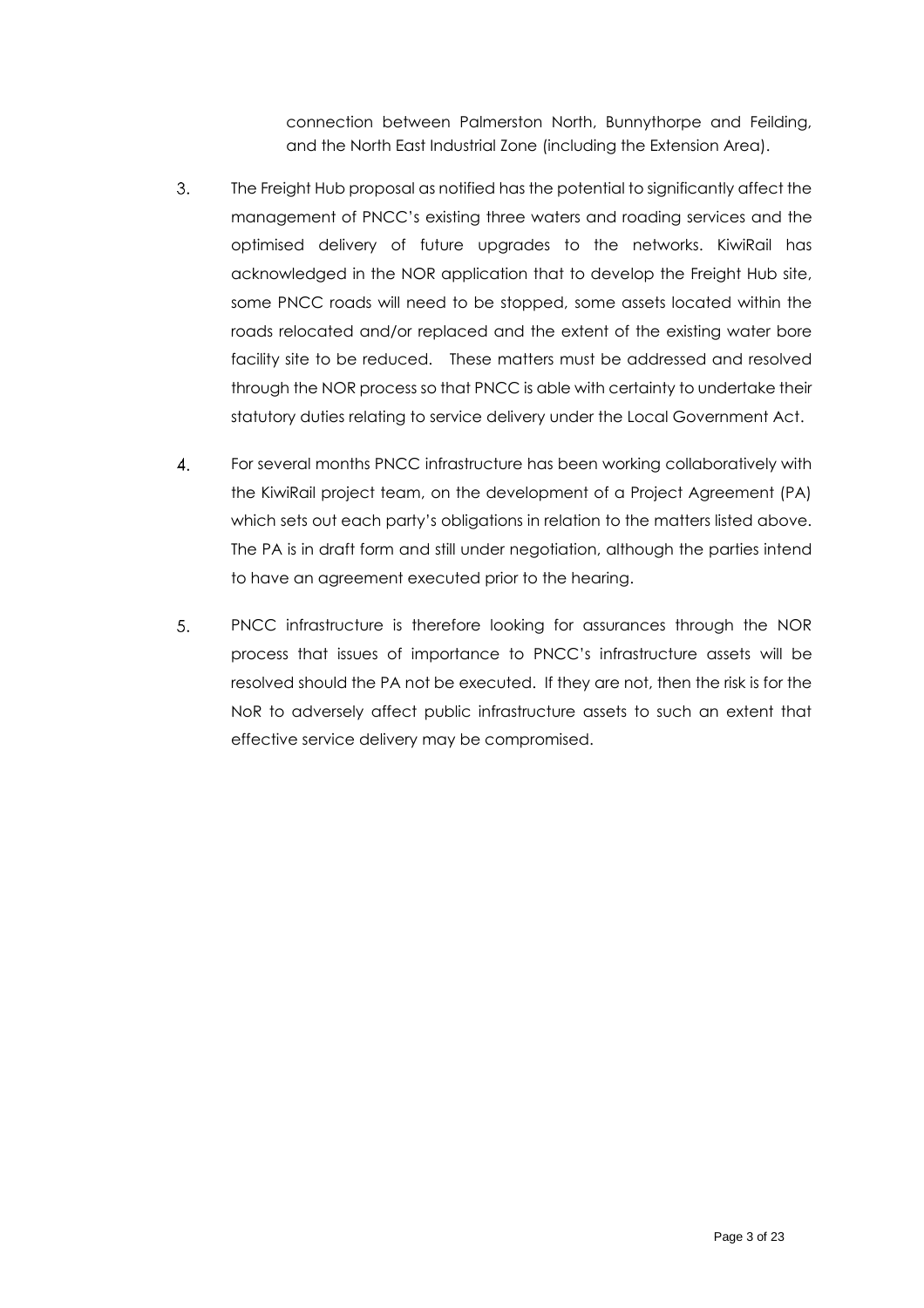connection between Palmerston North, Bunnythorpe and Feilding, and the North East Industrial Zone (including the Extension Area).

3. The Freight Hub proposal as notified has the potential to significantly affect the management of PNCC's existing three waters and roading services and the optimised delivery of future upgrades to the networks. KiwiRail has acknowledged in the NOR application that to develop the Freight Hub site, some PNCC roads will need to be stopped, some assets located within the roads relocated and/or replaced and the extent of the existing water bore facility site to be reduced. These matters must be addressed and resolved through the NOR process so that PNCC is able with certainty to undertake their statutory duties relating to service delivery under the Local Government Act.

4. For several months PNCC infrastructure has been working collaboratively with the KiwiRail project team, on the development of a Project Agreement (PA) which sets out each party's obligations in relation to the matters listed above. The PA is in draft form and still under negotiation, although the parties intend to have an agreement executed prior to the hearing.

5. PNCC infrastructure is therefore looking for assurances through the NOR process that issues of importance to PNCC's infrastructure assets will be resolved should the PA not be executed. If they are not, then the risk is for the NoR to adversely affect public infrastructure assets to such an extent that effective service delivery may be compromised.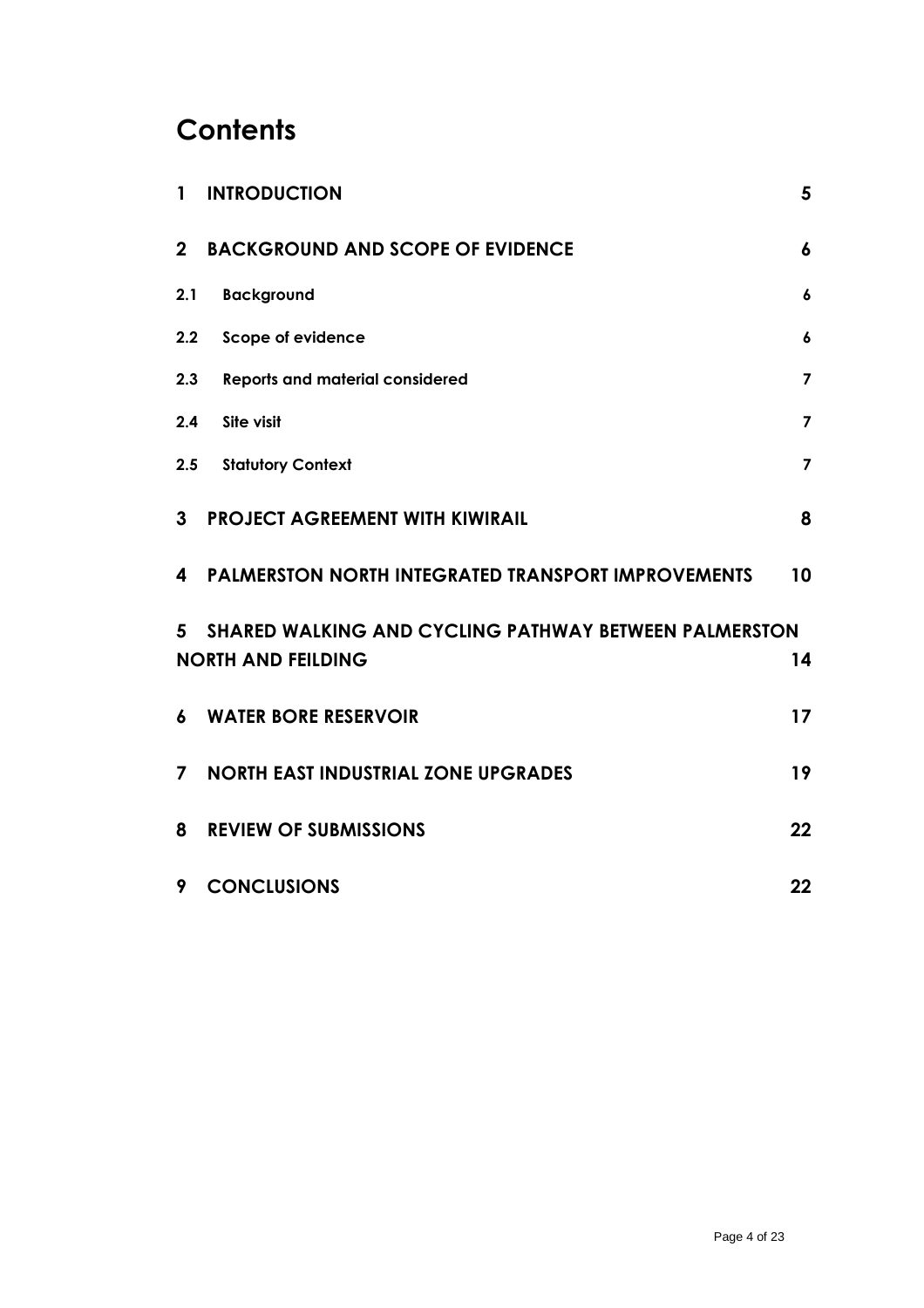# Contents

| | | |
|---|---|---|
| **1** | **INTRODUCTION** | **5** |
| **2** | **BACKGROUND AND SCOPE OF EVIDENCE** | **6** |
| **2.1** | **Background** | **6** |
| **2.2** | **Scope of evidence** | **6** |
| **2.3** | **Reports and material considered** | **7** |
| **2.4** | **Site visit** | **7** |
| **2.5** | **Statutory Context** | **7** |
| **3** | **PROJECT AGREEMENT WITH KIWIRAIL** | **8** |
| **4** | **PALMERSTON NORTH INTEGRATED TRANSPORT IMPROVEMENTS** | **10** |
| **5** | **SHARED WALKING AND CYCLING PATHWAY BETWEEN PALMERSTON NORTH AND FEILDING** | **14** |
| **6** | **WATER BORE RESERVOIR** | **17** |
| **7** | **NORTH EAST INDUSTRIAL ZONE UPGRADES** | **19** |
| **8** | **REVIEW OF SUBMISSIONS** | **22** |
| **9** | **CONCLUSIONS** | **22** |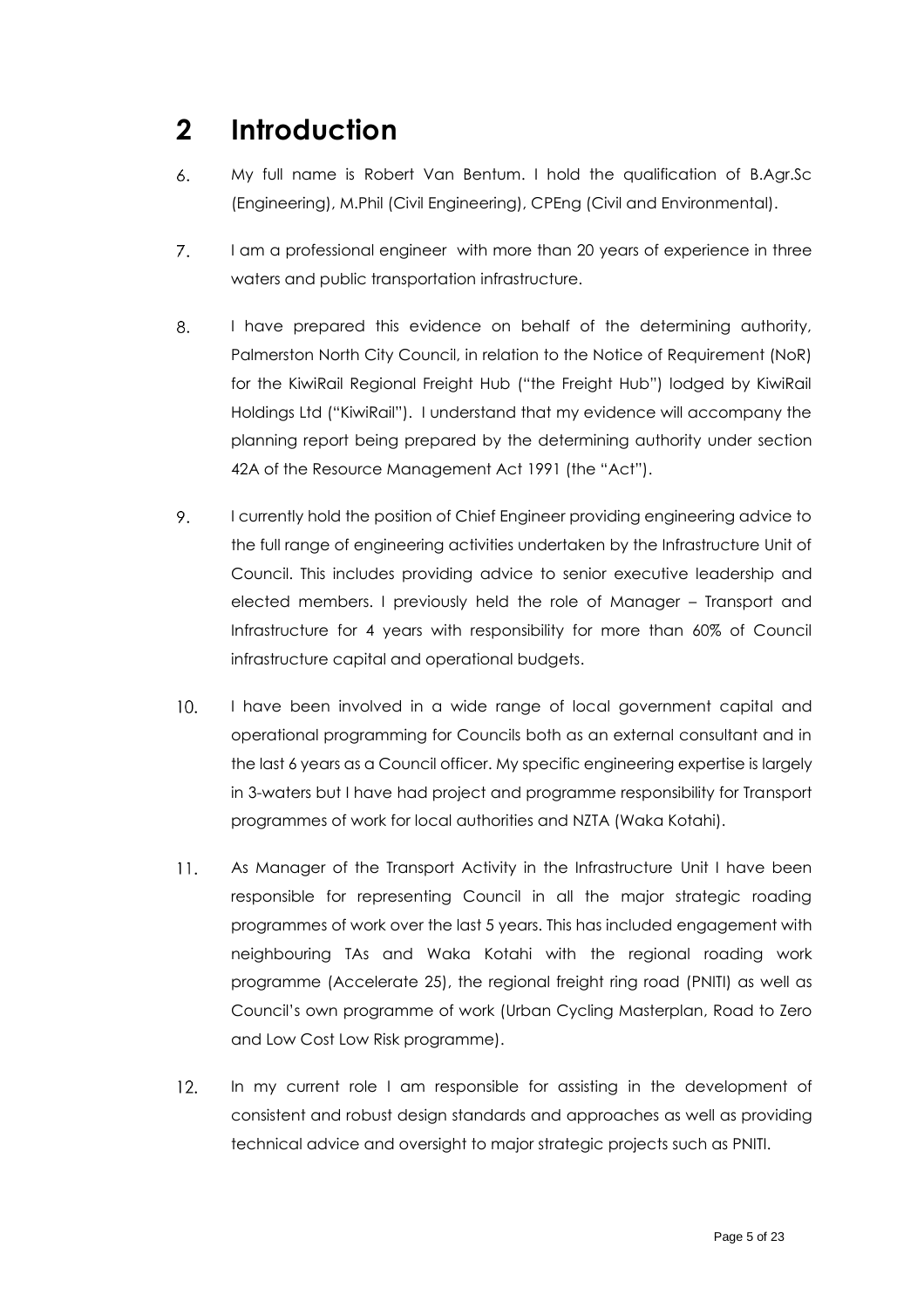# 2 Introduction

6. My full name is Robert Van Bentum. I hold the qualification of B.Agr.Sc (Engineering), M.Phil (Civil Engineering), CPEng (Civil and Environmental).

7. I am a professional engineer with more than 20 years of experience in three waters and public transportation infrastructure.

8. I have prepared this evidence on behalf of the determining authority, Palmerston North City Council, in relation to the Notice of Requirement (NoR) for the KiwiRail Regional Freight Hub ("the Freight Hub") lodged by KiwiRail Holdings Ltd ("KiwiRail"). I understand that my evidence will accompany the planning report being prepared by the determining authority under section 42A of the Resource Management Act 1991 (the "Act").

9. I currently hold the position of Chief Engineer providing engineering advice to the full range of engineering activities undertaken by the Infrastructure Unit of Council. This includes providing advice to senior executive leadership and elected members. I previously held the role of Manager – Transport and Infrastructure for 4 years with responsibility for more than 60% of Council infrastructure capital and operational budgets.

10. I have been involved in a wide range of local government capital and operational programming for Councils both as an external consultant and in the last 6 years as a Council officer. My specific engineering expertise is largely in 3-waters but I have had project and programme responsibility for Transport programmes of work for local authorities and NZTA (Waka Kotahi).

11. As Manager of the Transport Activity in the Infrastructure Unit I have been responsible for representing Council in all the major strategic roading programmes of work over the last 5 years. This has included engagement with neighbouring TAs and Waka Kotahi with the regional roading work programme (Accelerate 25), the regional freight ring road (PNITI) as well as Council's own programme of work (Urban Cycling Masterplan, Road to Zero and Low Cost Low Risk programme).

12. In my current role I am responsible for assisting in the development of consistent and robust design standards and approaches as well as providing technical advice and oversight to major strategic projects such as PNITI.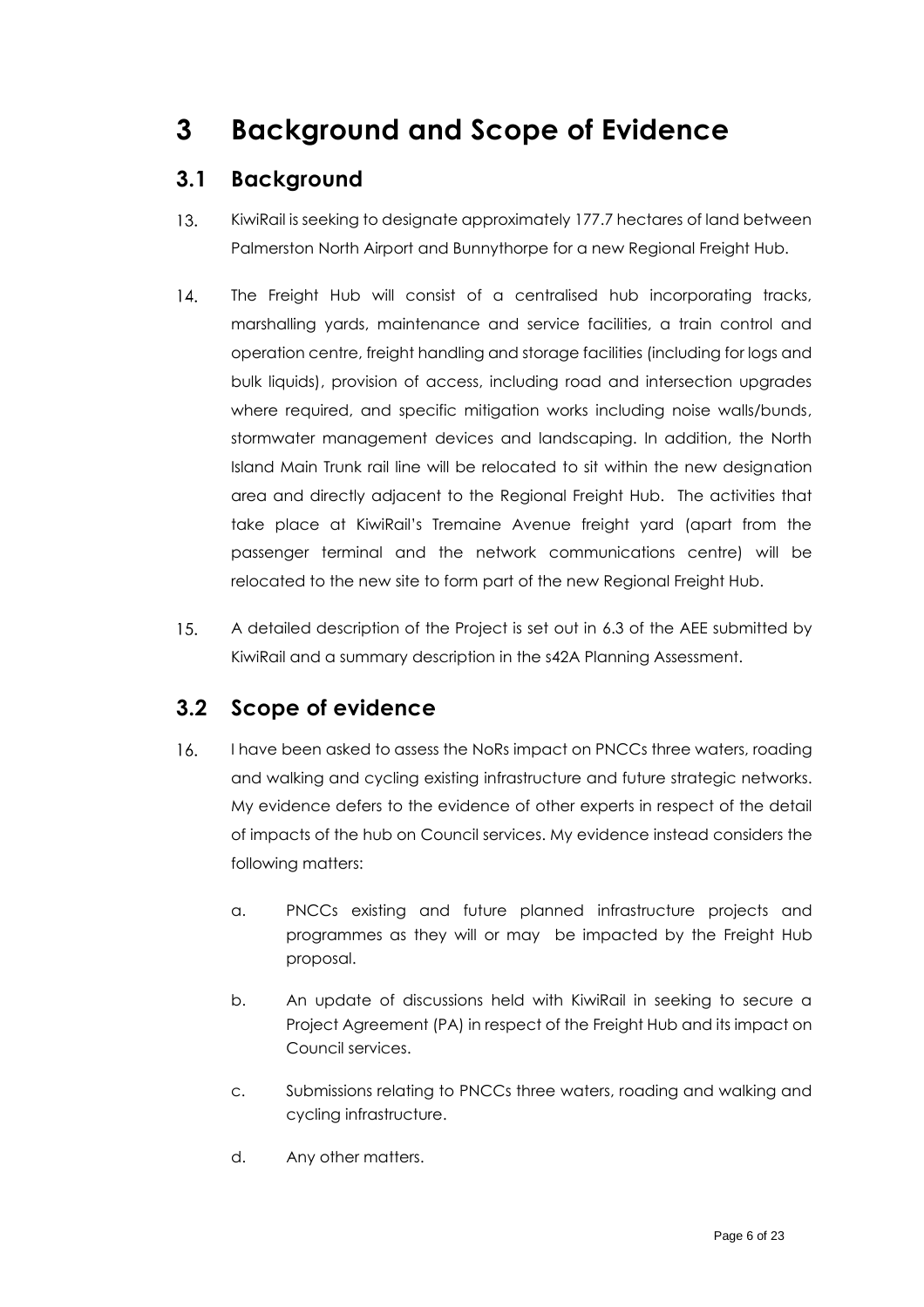# 3 Background and Scope of Evidence

## 3.1 Background

13. KiwiRail is seeking to designate approximately 177.7 hectares of land between Palmerston North Airport and Bunnythorpe for a new Regional Freight Hub.

14. The Freight Hub will consist of a centralised hub incorporating tracks, marshalling yards, maintenance and service facilities, a train control and operation centre, freight handling and storage facilities (including for logs and bulk liquids), provision of access, including road and intersection upgrades where required, and specific mitigation works including noise walls/bunds, stormwater management devices and landscaping. In addition, the North Island Main Trunk rail line will be relocated to sit within the new designation area and directly adjacent to the Regional Freight Hub. The activities that take place at KiwiRail's Tremaine Avenue freight yard (apart from the passenger terminal and the network communications centre) will be relocated to the new site to form part of the new Regional Freight Hub.

15. A detailed description of the Project is set out in 6.3 of the AEE submitted by KiwiRail and a summary description in the s42A Planning Assessment.

## 3.2 Scope of evidence

16. I have been asked to assess the NoRs impact on PNCCs three waters, roading and walking and cycling existing infrastructure and future strategic networks. My evidence defers to the evidence of other experts in respect of the detail of impacts of the hub on Council services. My evidence instead considers the following matters:

    a. PNCCs existing and future planned infrastructure projects and programmes as they will or may be impacted by the Freight Hub proposal.

    b. An update of discussions held with KiwiRail in seeking to secure a Project Agreement (PA) in respect of the Freight Hub and its impact on Council services.

    c. Submissions relating to PNCCs three waters, roading and walking and cycling infrastructure.

    d. Any other matters.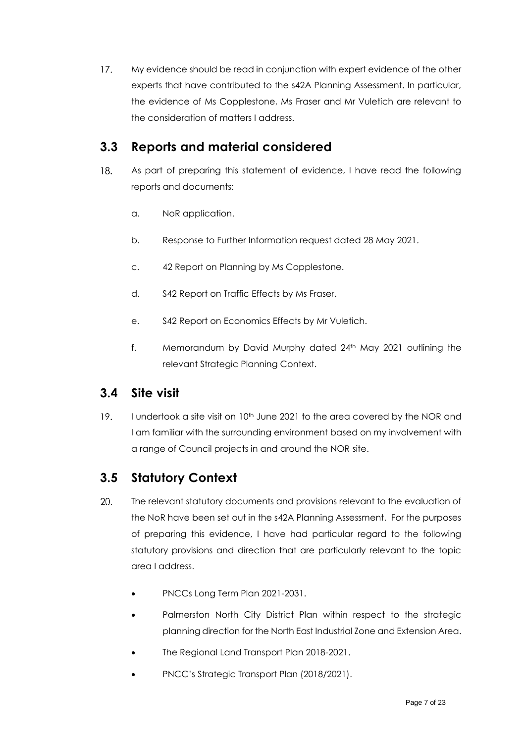17. My evidence should be read in conjunction with expert evidence of the other experts that have contributed to the s42A Planning Assessment. In particular, the evidence of Ms Copplestone, Ms Fraser and Mr Vuletich are relevant to the consideration of matters I address.

## 3.3 Reports and material considered

18. As part of preparing this statement of evidence, I have read the following reports and documents:

    a. NoR application.

    b. Response to Further Information request dated 28 May 2021.

    c. 42 Report on Planning by Ms Copplestone.

    d. S42 Report on Traffic Effects by Ms Fraser.

    e. S42 Report on Economics Effects by Mr Vuletich.

    f. Memorandum by David Murphy dated 24th May 2021 outlining the relevant Strategic Planning Context.

## 3.4 Site visit

19. I undertook a site visit on 10th June 2021 to the area covered by the NOR and I am familiar with the surrounding environment based on my involvement with a range of Council projects in and around the NOR site.

## 3.5 Statutory Context

20. The relevant statutory documents and provisions relevant to the evaluation of the NoR have been set out in the s42A Planning Assessment. For the purposes of preparing this evidence, I have had particular regard to the following statutory provisions and direction that are particularly relevant to the topic area I address.

    - PNCCs Long Term Plan 2021-2031.
    - Palmerston North City District Plan within respect to the strategic planning direction for the North East Industrial Zone and Extension Area.
    - The Regional Land Transport Plan 2018-2021.
    - PNCC's Strategic Transport Plan (2018/2021).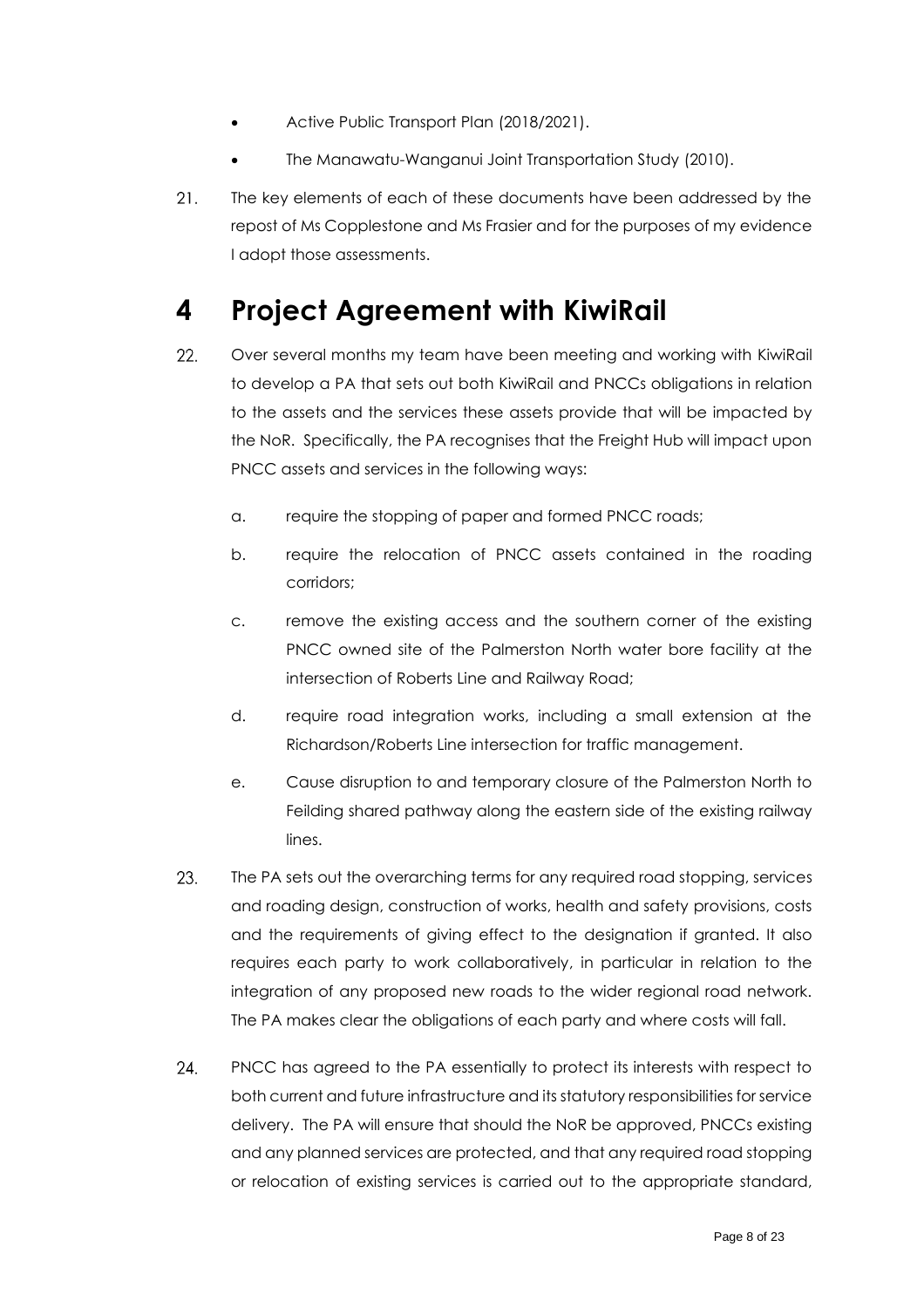- Active Public Transport Plan (2018/2021).
- The Manawatu-Wanganui Joint Transportation Study (2010).

21. The key elements of each of these documents have been addressed by the repost of Ms Copplestone and Ms Frasier and for the purposes of my evidence I adopt those assessments.

# 4 Project Agreement with KiwiRail

22. Over several months my team have been meeting and working with KiwiRail to develop a PA that sets out both KiwiRail and PNCCs obligations in relation to the assets and the services these assets provide that will be impacted by the NoR. Specifically, the PA recognises that the Freight Hub will impact upon PNCC assets and services in the following ways:

    a. require the stopping of paper and formed PNCC roads;

    b. require the relocation of PNCC assets contained in the roading corridors;

    c. remove the existing access and the southern corner of the existing PNCC owned site of the Palmerston North water bore facility at the intersection of Roberts Line and Railway Road;

    d. require road integration works, including a small extension at the Richardson/Roberts Line intersection for traffic management.

    e. Cause disruption to and temporary closure of the Palmerston North to Feilding shared pathway along the eastern side of the existing railway lines.

23. The PA sets out the overarching terms for any required road stopping, services and roading design, construction of works, health and safety provisions, costs and the requirements of giving effect to the designation if granted. It also requires each party to work collaboratively, in particular in relation to the integration of any proposed new roads to the wider regional road network. The PA makes clear the obligations of each party and where costs will fall.

24. PNCC has agreed to the PA essentially to protect its interests with respect to both current and future infrastructure and its statutory responsibilities for service delivery. The PA will ensure that should the NoR be approved, PNCCs existing and any planned services are protected, and that any required road stopping or relocation of existing services is carried out to the appropriate standard,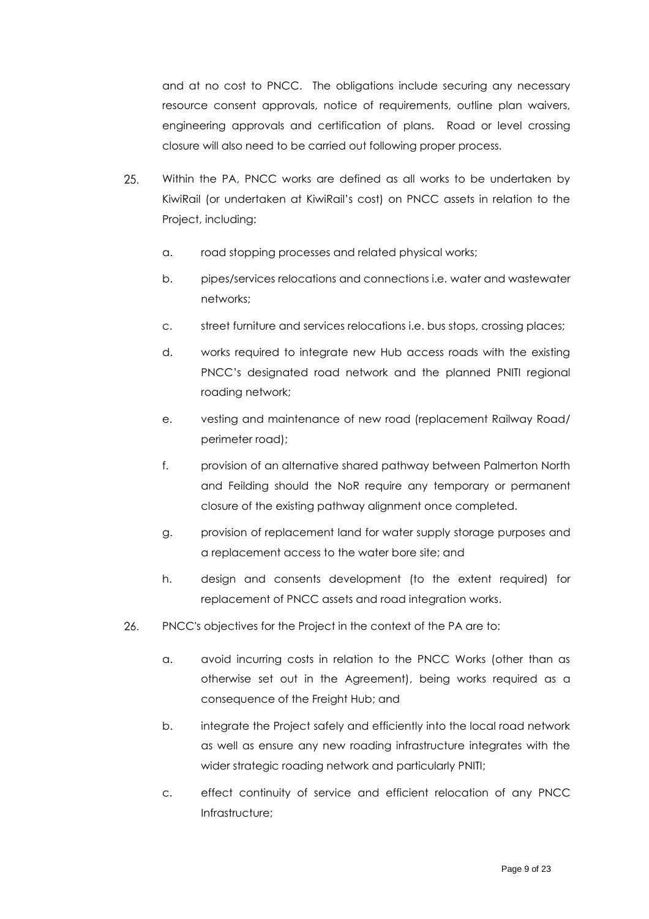and at no cost to PNCC. The obligations include securing any necessary resource consent approvals, notice of requirements, outline plan waivers, engineering approvals and certification of plans. Road or level crossing closure will also need to be carried out following proper process.

25. Within the PA, PNCC works are defined as all works to be undertaken by KiwiRail (or undertaken at KiwiRail's cost) on PNCC assets in relation to the Project, including:

    a. road stopping processes and related physical works;

    b. pipes/services relocations and connections i.e. water and wastewater networks;

    c. street furniture and services relocations i.e. bus stops, crossing places;

    d. works required to integrate new Hub access roads with the existing PNCC's designated road network and the planned PNITI regional roading network;

    e. vesting and maintenance of new road (replacement Railway Road/ perimeter road);

    f. provision of an alternative shared pathway between Palmerton North and Feilding should the NoR require any temporary or permanent closure of the existing pathway alignment once completed.

    g. provision of replacement land for water supply storage purposes and a replacement access to the water bore site; and

    h. design and consents development (to the extent required) for replacement of PNCC assets and road integration works.

26. PNCC's objectives for the Project in the context of the PA are to:

    a. avoid incurring costs in relation to the PNCC Works (other than as otherwise set out in the Agreement), being works required as a consequence of the Freight Hub; and

    b. integrate the Project safely and efficiently into the local road network as well as ensure any new roading infrastructure integrates with the wider strategic roading network and particularly PNITI;

    c. effect continuity of service and efficient relocation of any PNCC Infrastructure;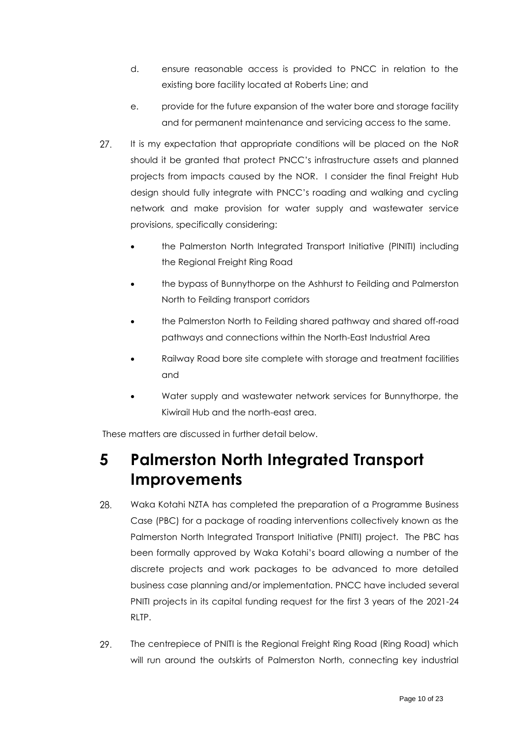d. ensure reasonable access is provided to PNCC in relation to the existing bore facility located at Roberts Line; and

e. provide for the future expansion of the water bore and storage facility and for permanent maintenance and servicing access to the same.

27. It is my expectation that appropriate conditions will be placed on the NoR should it be granted that protect PNCC's infrastructure assets and planned projects from impacts caused by the NOR. I consider the final Freight Hub design should fully integrate with PNCC's roading and walking and cycling network and make provision for water supply and wastewater service provisions, specifically considering:

- the Palmerston North Integrated Transport Initiative (PINITI) including the Regional Freight Ring Road
- the bypass of Bunnythorpe on the Ashhurst to Feilding and Palmerston North to Feilding transport corridors
- the Palmerston North to Feilding shared pathway and shared off-road pathways and connections within the North-East Industrial Area
- Railway Road bore site complete with storage and treatment facilities and
- Water supply and wastewater network services for Bunnythorpe, the Kiwirail Hub and the north-east area.

These matters are discussed in further detail below.

# 5 Palmerston North Integrated Transport Improvements

28. Waka Kotahi NZTA has completed the preparation of a Programme Business Case (PBC) for a package of roading interventions collectively known as the Palmerston North Integrated Transport Initiative (PNITI) project. The PBC has been formally approved by Waka Kotahi's board allowing a number of the discrete projects and work packages to be advanced to more detailed business case planning and/or implementation. PNCC have included several PNITI projects in its capital funding request for the first 3 years of the 2021-24 RLTP.

29. The centrepiece of PNITI is the Regional Freight Ring Road (Ring Road) which will run around the outskirts of Palmerston North, connecting key industrial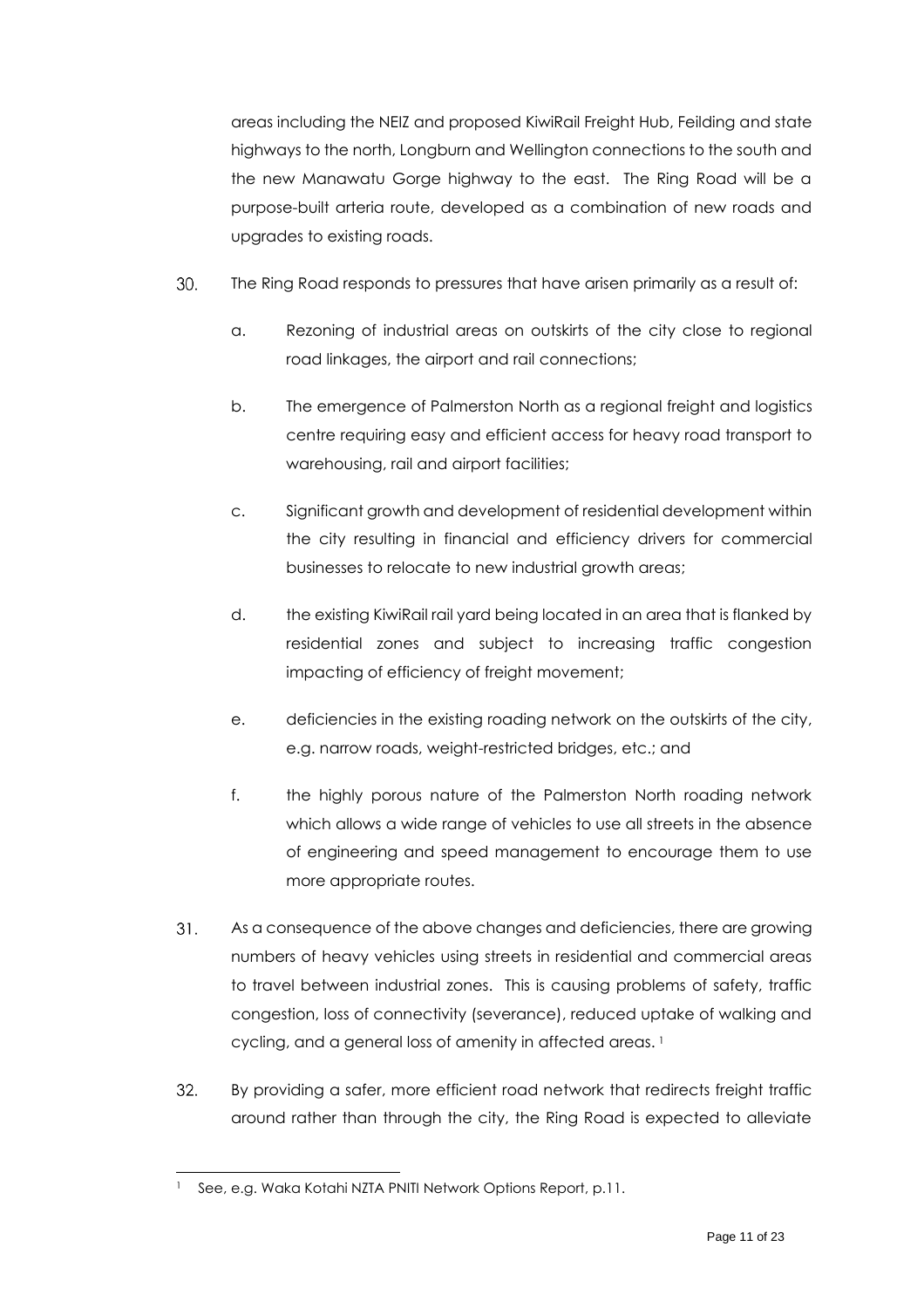areas including the NEIZ and proposed KiwiRail Freight Hub, Feilding and state highways to the north, Longburn and Wellington connections to the south and the new Manawatu Gorge highway to the east. The Ring Road will be a purpose-built arteria route, developed as a combination of new roads and upgrades to existing roads.

30. The Ring Road responds to pressures that have arisen primarily as a result of:

    a. Rezoning of industrial areas on outskirts of the city close to regional road linkages, the airport and rail connections;

    b. The emergence of Palmerston North as a regional freight and logistics centre requiring easy and efficient access for heavy road transport to warehousing, rail and airport facilities;

    c. Significant growth and development of residential development within the city resulting in financial and efficiency drivers for commercial businesses to relocate to new industrial growth areas;

    d. the existing KiwiRail rail yard being located in an area that is flanked by residential zones and subject to increasing traffic congestion impacting of efficiency of freight movement;

    e. deficiencies in the existing roading network on the outskirts of the city, e.g. narrow roads, weight-restricted bridges, etc.; and

    f. the highly porous nature of the Palmerston North roading network which allows a wide range of vehicles to use all streets in the absence of engineering and speed management to encourage them to use more appropriate routes.

31. As a consequence of the above changes and deficiencies, there are growing numbers of heavy vehicles using streets in residential and commercial areas to travel between industrial zones. This is causing problems of safety, traffic congestion, loss of connectivity (severance), reduced uptake of walking and cycling, and a general loss of amenity in affected areas. [1]

32. By providing a safer, more efficient road network that redirects freight traffic around rather than through the city, the Ring Road is expected to alleviate

[1] See, e.g. Waka Kotahi NZTA PNITI Network Options Report, p.11.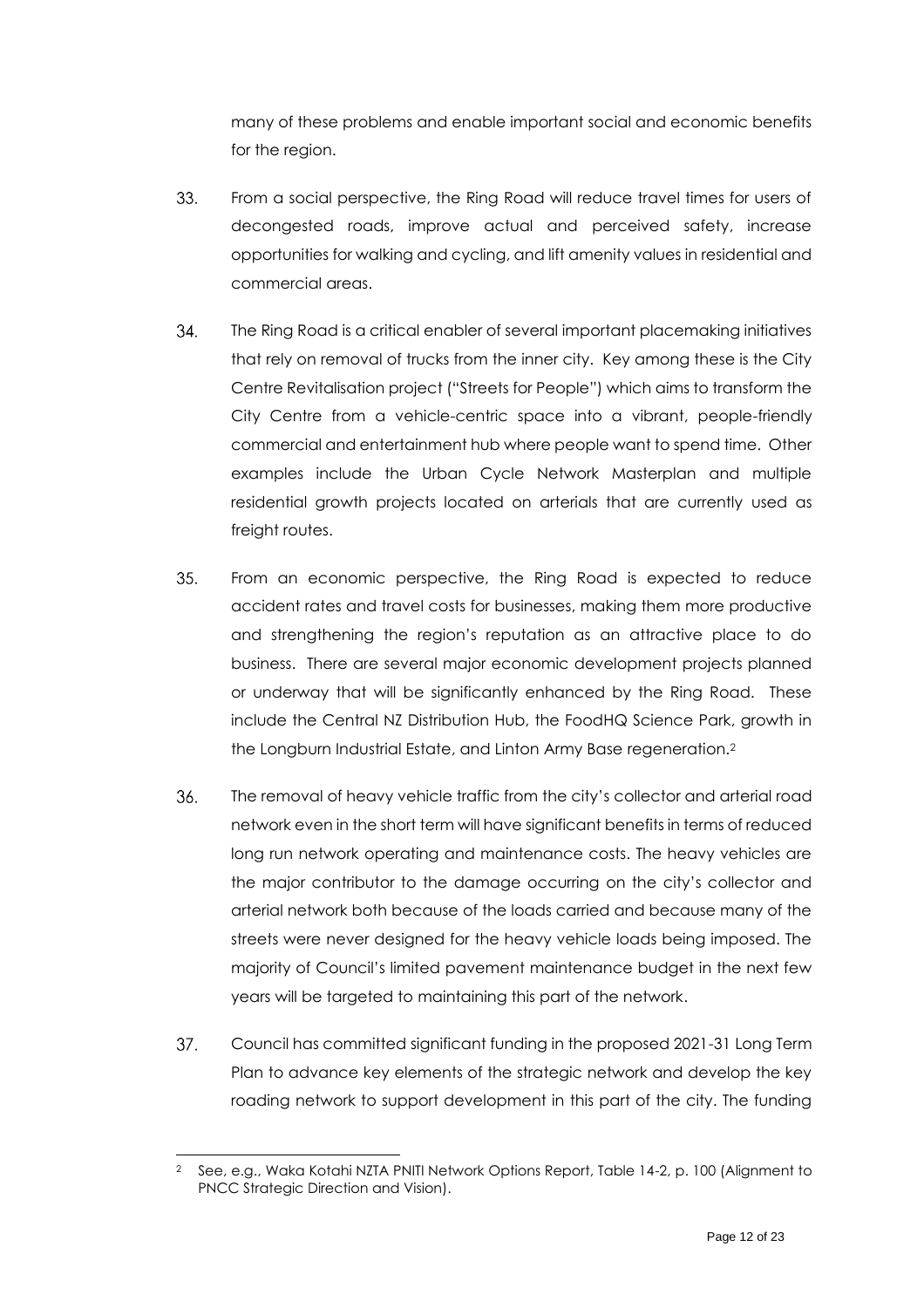many of these problems and enable important social and economic benefits for the region.

33. From a social perspective, the Ring Road will reduce travel times for users of decongested roads, improve actual and perceived safety, increase opportunities for walking and cycling, and lift amenity values in residential and commercial areas.

34. The Ring Road is a critical enabler of several important placemaking initiatives that rely on removal of trucks from the inner city. Key among these is the City Centre Revitalisation project ("Streets for People") which aims to transform the City Centre from a vehicle-centric space into a vibrant, people-friendly commercial and entertainment hub where people want to spend time. Other examples include the Urban Cycle Network Masterplan and multiple residential growth projects located on arterials that are currently used as freight routes.

35. From an economic perspective, the Ring Road is expected to reduce accident rates and travel costs for businesses, making them more productive and strengthening the region's reputation as an attractive place to do business. There are several major economic development projects planned or underway that will be significantly enhanced by the Ring Road. These include the Central NZ Distribution Hub, the FoodHQ Science Park, growth in the Longburn Industrial Estate, and Linton Army Base regeneration.[2]

36. The removal of heavy vehicle traffic from the city's collector and arterial road network even in the short term will have significant benefits in terms of reduced long run network operating and maintenance costs. The heavy vehicles are the major contributor to the damage occurring on the city's collector and arterial network both because of the loads carried and because many of the streets were never designed for the heavy vehicle loads being imposed. The majority of Council's limited pavement maintenance budget in the next few years will be targeted to maintaining this part of the network.

37. Council has committed significant funding in the proposed 2021-31 Long Term Plan to advance key elements of the strategic network and develop the key roading network to support development in this part of the city. The funding

---

[2] See, e.g., Waka Kotahi NZTA PNITI Network Options Report, Table 14-2, p. 100 (Alignment to PNCC Strategic Direction and Vision).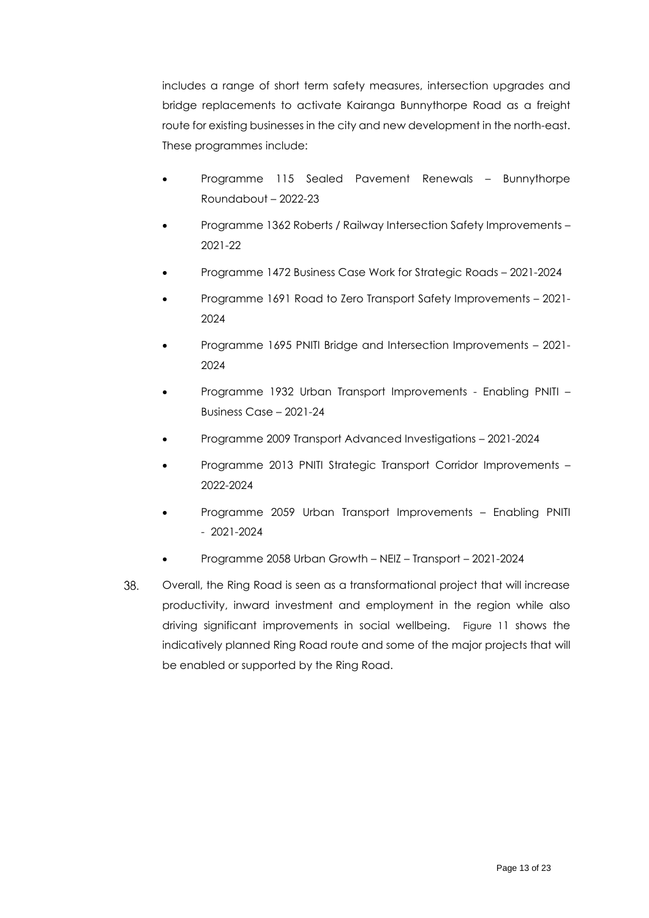includes a range of short term safety measures, intersection upgrades and bridge replacements to activate Kairanga Bunnythorpe Road as a freight route for existing businesses in the city and new development in the north-east. These programmes include:

- Programme 115 Sealed Pavement Renewals – Bunnythorpe Roundabout – 2022-23
- Programme 1362 Roberts / Railway Intersection Safety Improvements – 2021-22
- Programme 1472 Business Case Work for Strategic Roads – 2021-2024
- Programme 1691 Road to Zero Transport Safety Improvements – 2021-2024
- Programme 1695 PNITI Bridge and Intersection Improvements – 2021-2024
- Programme 1932 Urban Transport Improvements - Enabling PNITI – Business Case – 2021-24
- Programme 2009 Transport Advanced Investigations – 2021-2024
- Programme 2013 PNITI Strategic Transport Corridor Improvements – 2022-2024
- Programme 2059 Urban Transport Improvements – Enabling PNITI - 2021-2024
- Programme 2058 Urban Growth – NEIZ – Transport – 2021-2024

38. Overall, the Ring Road is seen as a transformational project that will increase productivity, inward investment and employment in the region while also driving significant improvements in social wellbeing. Figure 11 shows the indicatively planned Ring Road route and some of the major projects that will be enabled or supported by the Ring Road.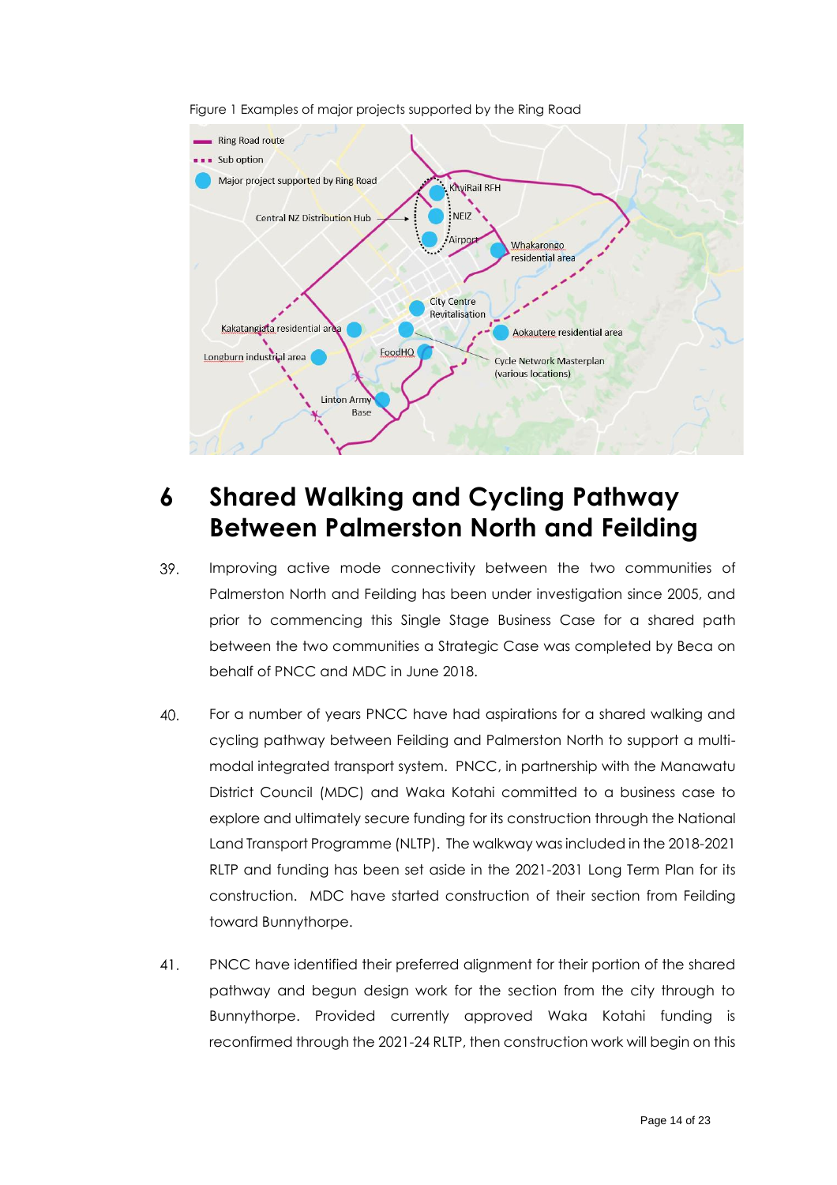Figure 1 Examples of major projects supported by the Ring Road

# 6 Shared Walking and Cycling Pathway Between Palmerston North and Feilding

39. Improving active mode connectivity between the two communities of Palmerston North and Feilding has been under investigation since 2005, and prior to commencing this Single Stage Business Case for a shared path between the two communities a Strategic Case was completed by Beca on behalf of PNCC and MDC in June 2018.

40. For a number of years PNCC have had aspirations for a shared walking and cycling pathway between Feilding and Palmerston North to support a multi-modal integrated transport system. PNCC, in partnership with the Manawatu District Council (MDC) and Waka Kotahi committed to a business case to explore and ultimately secure funding for its construction through the National Land Transport Programme (NLTP). The walkway was included in the 2018-2021 RLTP and funding has been set aside in the 2021-2031 Long Term Plan for its construction. MDC have started construction of their section from Feilding toward Bunnythorpe.

41. PNCC have identified their preferred alignment for their portion of the shared pathway and begun design work for the section from the city through to Bunnythorpe. Provided currently approved Waka Kotahi funding is reconfirmed through the 2021-24 RLTP, then construction work will begin on this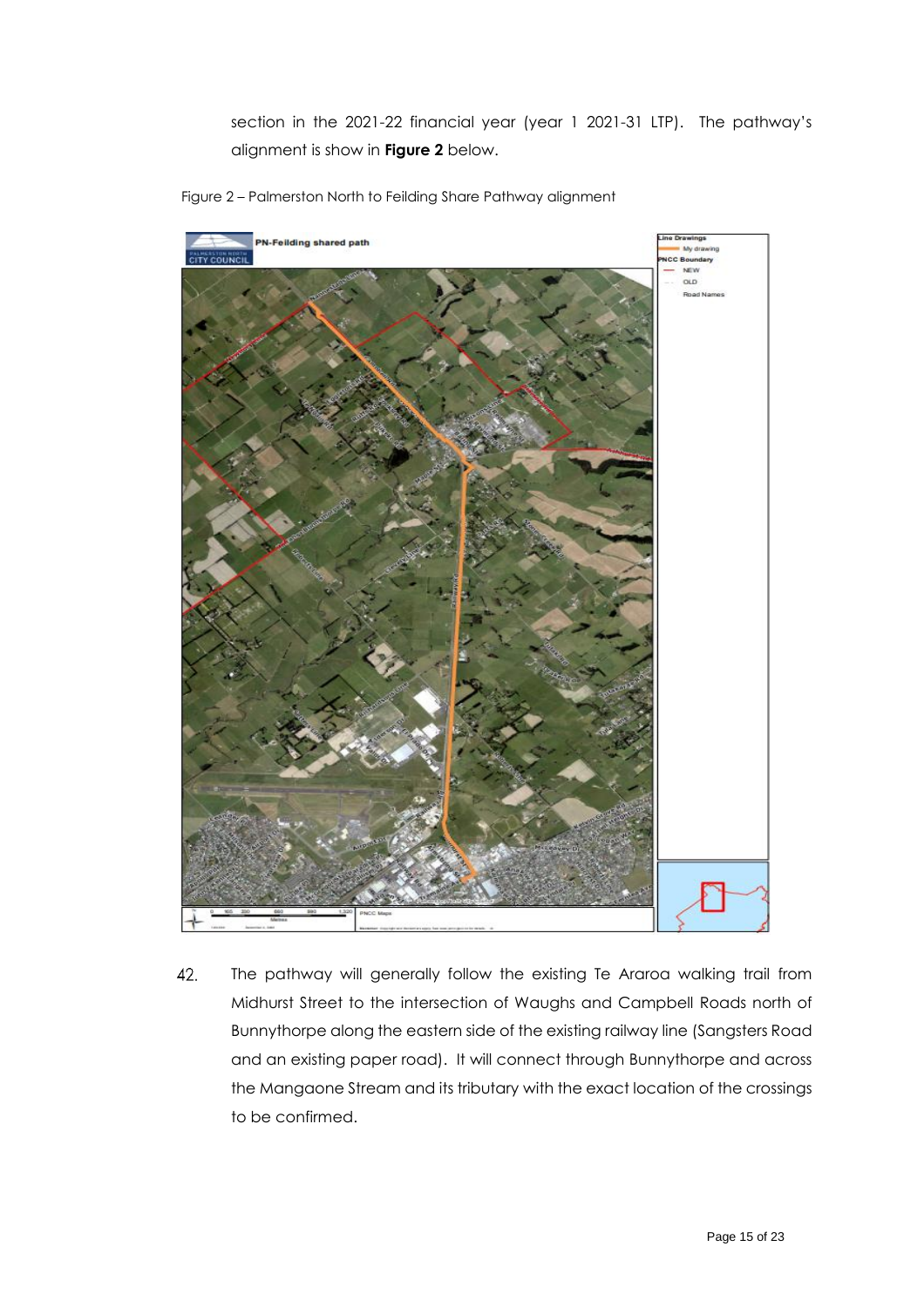section in the 2021-22 financial year (year 1 2021-31 LTP). The pathway's alignment is show in **Figure 2** below.

Figure 2 – Palmerston North to Feilding Share Pathway alignment

42. The pathway will generally follow the existing Te Araroa walking trail from Midhurst Street to the intersection of Waughs and Campbell Roads north of Bunnythorpe along the eastern side of the existing railway line (Sangsters Road and an existing paper road). It will connect through Bunnythorpe and across the Mangaone Stream and its tributary with the exact location of the crossings to be confirmed.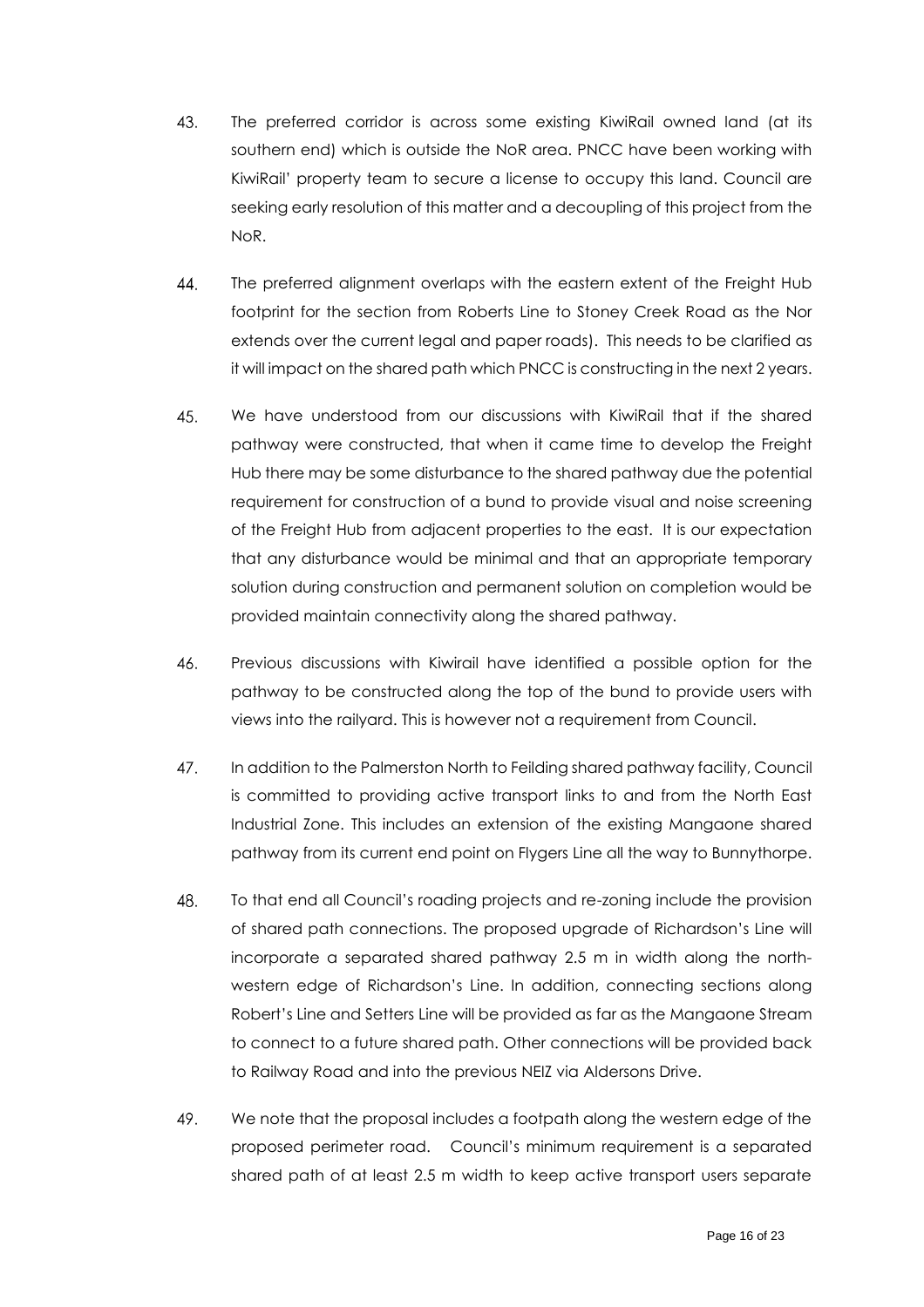43. The preferred corridor is across some existing KiwiRail owned land (at its southern end) which is outside the NoR area. PNCC have been working with KiwiRail' property team to secure a license to occupy this land. Council are seeking early resolution of this matter and a decoupling of this project from the NoR.

44. The preferred alignment overlaps with the eastern extent of the Freight Hub footprint for the section from Roberts Line to Stoney Creek Road as the Nor extends over the current legal and paper roads). This needs to be clarified as it will impact on the shared path which PNCC is constructing in the next 2 years.

45. We have understood from our discussions with KiwiRail that if the shared pathway were constructed, that when it came time to develop the Freight Hub there may be some disturbance to the shared pathway due the potential requirement for construction of a bund to provide visual and noise screening of the Freight Hub from adjacent properties to the east. It is our expectation that any disturbance would be minimal and that an appropriate temporary solution during construction and permanent solution on completion would be provided maintain connectivity along the shared pathway.

46. Previous discussions with Kiwirail have identified a possible option for the pathway to be constructed along the top of the bund to provide users with views into the railyard. This is however not a requirement from Council.

47. In addition to the Palmerston North to Feilding shared pathway facility, Council is committed to providing active transport links to and from the North East Industrial Zone. This includes an extension of the existing Mangaone shared pathway from its current end point on Flygers Line all the way to Bunnythorpe.

48. To that end all Council's roading projects and re-zoning include the provision of shared path connections. The proposed upgrade of Richardson's Line will incorporate a separated shared pathway 2.5 m in width along the north-western edge of Richardson's Line. In addition, connecting sections along Robert's Line and Setters Line will be provided as far as the Mangaone Stream to connect to a future shared path. Other connections will be provided back to Railway Road and into the previous NEIZ via Aldersons Drive.

49. We note that the proposal includes a footpath along the western edge of the proposed perimeter road. Council's minimum requirement is a separated shared path of at least 2.5 m width to keep active transport users separate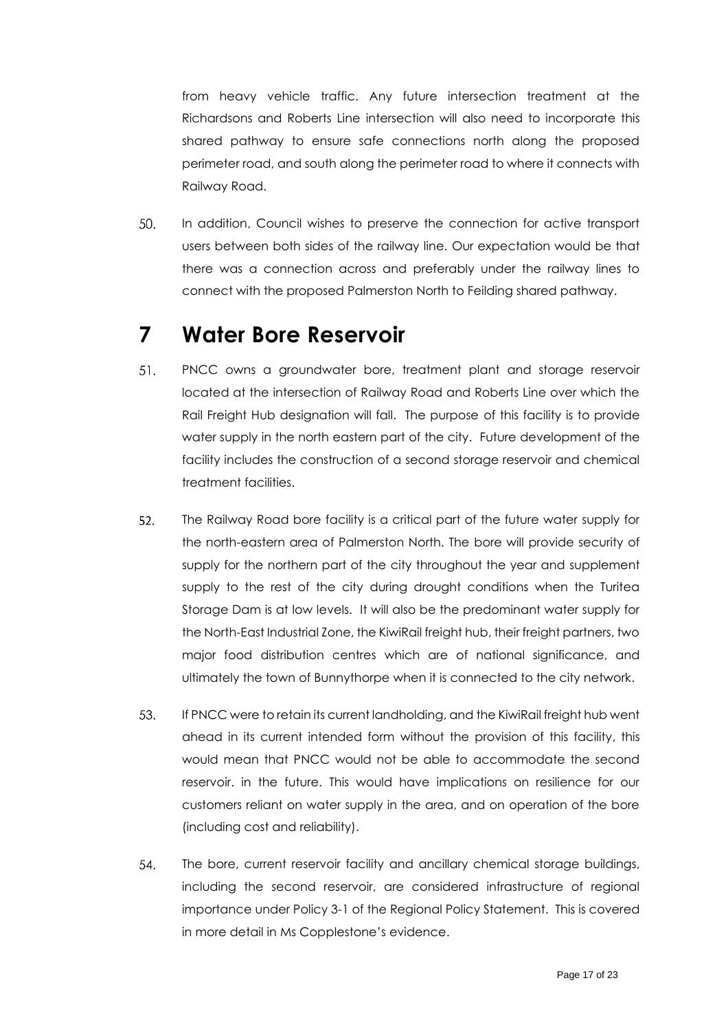from heavy vehicle traffic. Any future intersection treatment at the Richardsons and Roberts Line intersection will also need to incorporate this shared pathway to ensure safe connections north along the proposed perimeter road, and south along the perimeter road to where it connects with Railway Road.

50. In addition, Council wishes to preserve the connection for active transport users between both sides of the railway line. Our expectation would be that there was a connection across and preferably under the railway lines to connect with the proposed Palmerston North to Feilding shared pathway.

# 7 Water Bore Reservoir

51. PNCC owns a groundwater bore, treatment plant and storage reservoir located at the intersection of Railway Road and Roberts Line over which the Rail Freight Hub designation will fall. The purpose of this facility is to provide water supply in the north eastern part of the city. Future development of the facility includes the construction of a second storage reservoir and chemical treatment facilities.

52. The Railway Road bore facility is a critical part of the future water supply for the north-eastern area of Palmerston North. The bore will provide security of supply for the northern part of the city throughout the year and supplement supply to the rest of the city during drought conditions when the Turitea Storage Dam is at low levels. It will also be the predominant water supply for the North-East Industrial Zone, the KiwiRail freight hub, their freight partners, two major food distribution centres which are of national significance, and ultimately the town of Bunnythorpe when it is connected to the city network.

53. If PNCC were to retain its current landholding, and the KiwiRail freight hub went ahead in its current intended form without the provision of this facility, this would mean that PNCC would not be able to accommodate the second reservoir. in the future. This would have implications on resilience for our customers reliant on water supply in the area, and on operation of the bore (including cost and reliability).

54. The bore, current reservoir facility and ancillary chemical storage buildings, including the second reservoir, are considered infrastructure of regional importance under Policy 3-1 of the Regional Policy Statement. This is covered in more detail in Ms Copplestone's evidence.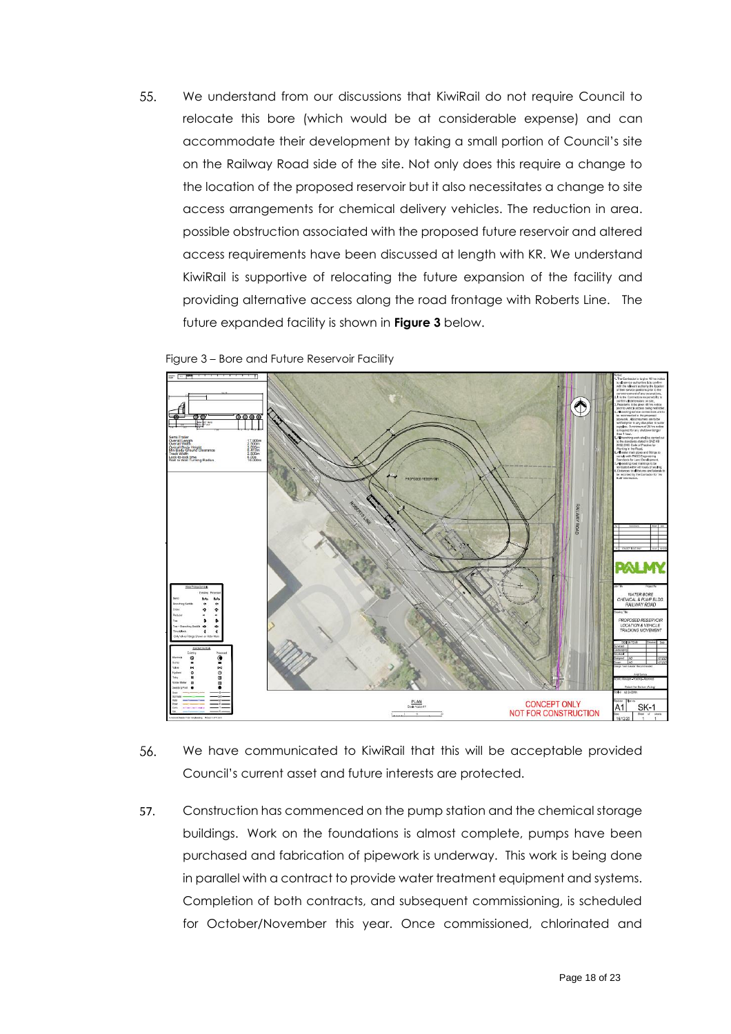55. We understand from our discussions that KiwiRail do not require Council to relocate this bore (which would be at considerable expense) and can accommodate their development by taking a small portion of Council's site on the Railway Road side of the site. Not only does this require a change to the location of the proposed reservoir but it also necessitates a change to site access arrangements for chemical delivery vehicles. The reduction in area. possible obstruction associated with the proposed future reservoir and altered access requirements have been discussed at length with KR. We understand KiwiRail is supportive of relocating the future expansion of the facility and providing alternative access along the road frontage with Roberts Line. The future expanded facility is shown in **Figure 3** below.

Figure 3 – Bore and Future Reservoir Facility

56. We have communicated to KiwiRail that this will be acceptable provided Council's current asset and future interests are protected.

57. Construction has commenced on the pump station and the chemical storage buildings. Work on the foundations is almost complete, pumps have been purchased and fabrication of pipework is underway. This work is being done in parallel with a contract to provide water treatment equipment and systems. Completion of both contracts, and subsequent commissioning, is scheduled for October/November this year. Once commissioned, chlorinated and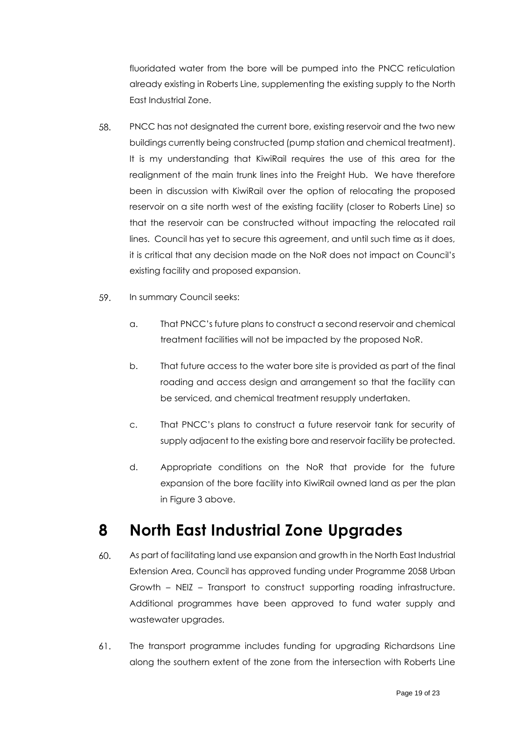fluoridated water from the bore will be pumped into the PNCC reticulation already existing in Roberts Line, supplementing the existing supply to the North East Industrial Zone.

58. PNCC has not designated the current bore, existing reservoir and the two new buildings currently being constructed (pump station and chemical treatment). It is my understanding that KiwiRail requires the use of this area for the realignment of the main trunk lines into the Freight Hub. We have therefore been in discussion with KiwiRail over the option of relocating the proposed reservoir on a site north west of the existing facility (closer to Roberts Line) so that the reservoir can be constructed without impacting the relocated rail lines. Council has yet to secure this agreement, and until such time as it does, it is critical that any decision made on the NoR does not impact on Council's existing facility and proposed expansion.

59. In summary Council seeks:

    a. That PNCC's future plans to construct a second reservoir and chemical treatment facilities will not be impacted by the proposed NoR.

    b. That future access to the water bore site is provided as part of the final roading and access design and arrangement so that the facility can be serviced, and chemical treatment resupply undertaken.

    c. That PNCC's plans to construct a future reservoir tank for security of supply adjacent to the existing bore and reservoir facility be protected.

    d. Appropriate conditions on the NoR that provide for the future expansion of the bore facility into KiwiRail owned land as per the plan in Figure 3 above.

# 8 North East Industrial Zone Upgrades

60. As part of facilitating land use expansion and growth in the North East Industrial Extension Area, Council has approved funding under Programme 2058 Urban Growth – NEIZ – Transport to construct supporting roading infrastructure. Additional programmes have been approved to fund water supply and wastewater upgrades.

61. The transport programme includes funding for upgrading Richardsons Line along the southern extent of the zone from the intersection with Roberts Line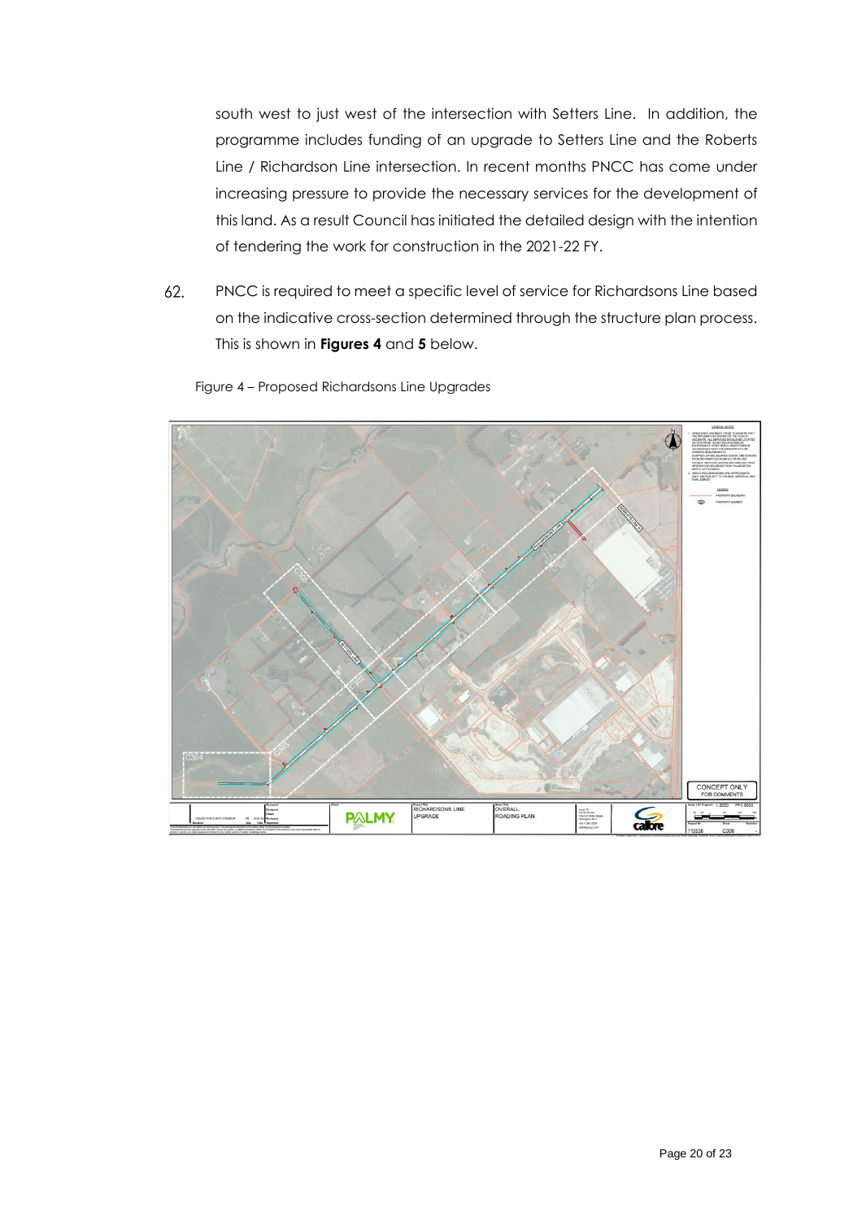south west to just west of the intersection with Setters Line. In addition, the programme includes funding of an upgrade to Setters Line and the Roberts Line / Richardson Line intersection. In recent months PNCC has come under increasing pressure to provide the necessary services for the development of this land. As a result Council has initiated the detailed design with the intention of tendering the work for construction in the 2021-22 FY.

62. PNCC is required to meet a specific level of service for Richardsons Line based on the indicative cross-section determined through the structure plan process. This is shown in **Figures 4** and **5** below.

Figure 4 – Proposed Richardsons Line Upgrades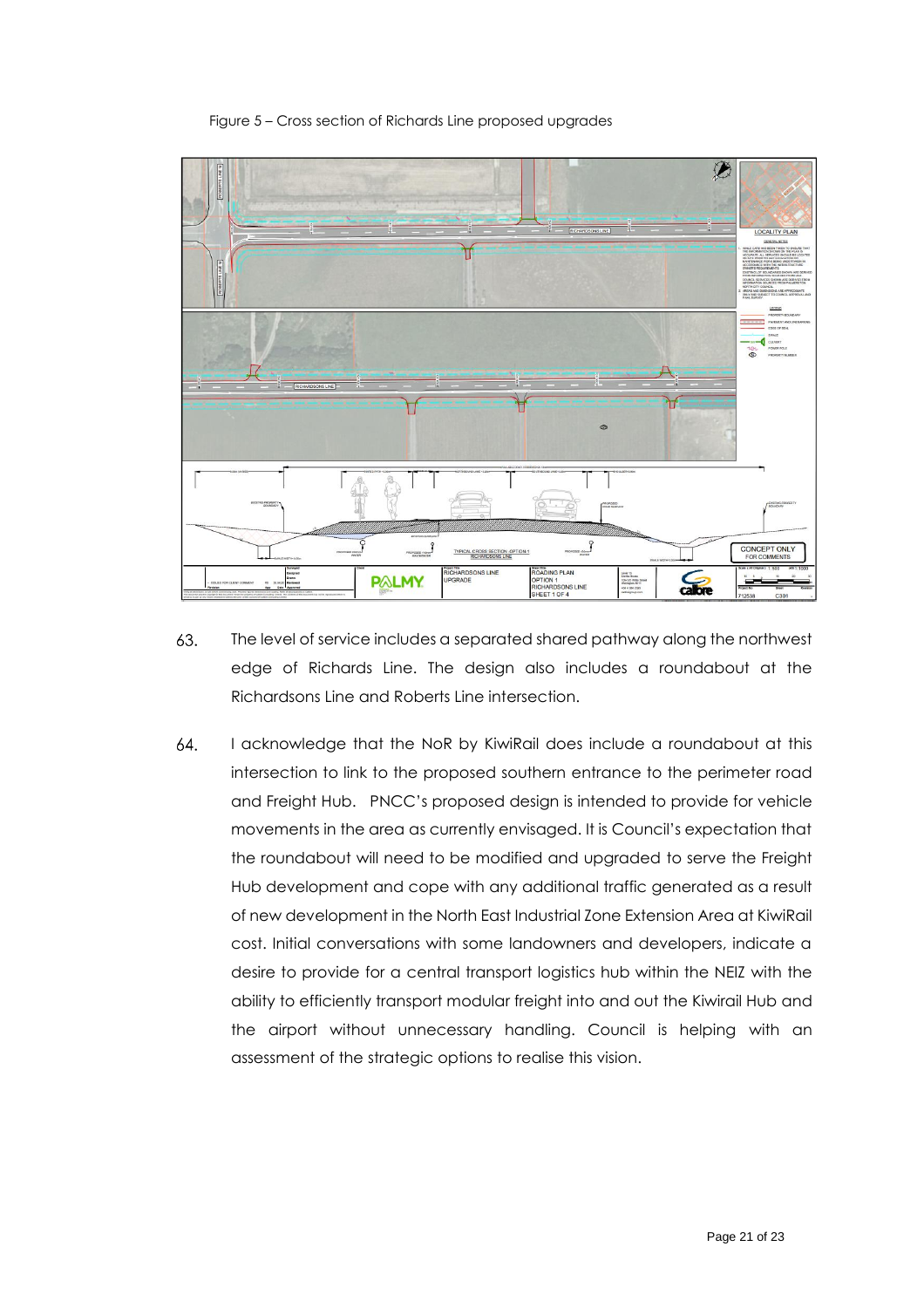Figure 5 – Cross section of Richards Line proposed upgrades

63. The level of service includes a separated shared pathway along the northwest edge of Richards Line. The design also includes a roundabout at the Richardsons Line and Roberts Line intersection.

64. I acknowledge that the NoR by KiwiRail does include a roundabout at this intersection to link to the proposed southern entrance to the perimeter road and Freight Hub. PNCC's proposed design is intended to provide for vehicle movements in the area as currently envisaged. It is Council's expectation that the roundabout will need to be modified and upgraded to serve the Freight Hub development and cope with any additional traffic generated as a result of new development in the North East Industrial Zone Extension Area at KiwiRail cost. Initial conversations with some landowners and developers, indicate a desire to provide for a central transport logistics hub within the NEIZ with the ability to efficiently transport modular freight into and out the Kiwirail Hub and the airport without unnecessary handling. Council is helping with an assessment of the strategic options to realise this vision.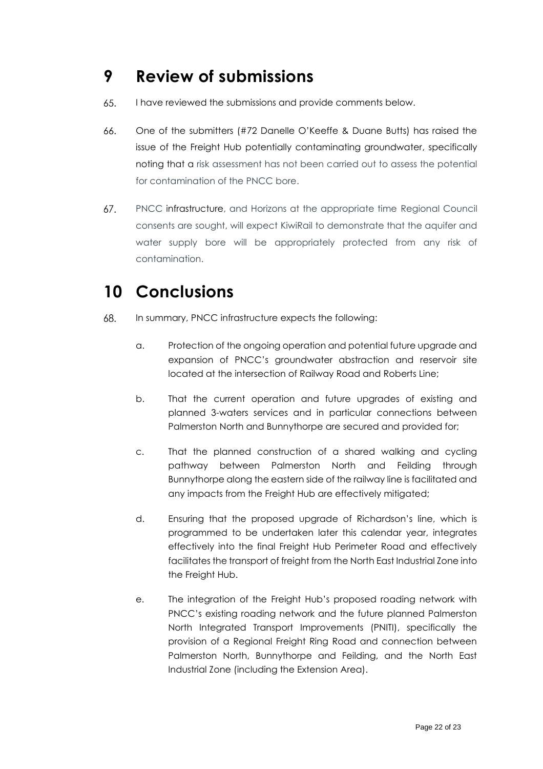# 9 Review of submissions

65. I have reviewed the submissions and provide comments below.

66. One of the submitters (#72 Danelle O'Keeffe & Duane Butts) has raised the issue of the Freight Hub potentially contaminating groundwater, specifically noting that a risk assessment has not been carried out to assess the potential for contamination of the PNCC bore.

67. PNCC infrastructure, and Horizons at the appropriate time Regional Council consents are sought, will expect KiwiRail to demonstrate that the aquifer and water supply bore will be appropriately protected from any risk of contamination.

# 10 Conclusions

68. In summary, PNCC infrastructure expects the following:

    a. Protection of the ongoing operation and potential future upgrade and expansion of PNCC's groundwater abstraction and reservoir site located at the intersection of Railway Road and Roberts Line;

    b. That the current operation and future upgrades of existing and planned 3-waters services and in particular connections between Palmerston North and Bunnythorpe are secured and provided for;

    c. That the planned construction of a shared walking and cycling pathway between Palmerston North and Feilding through Bunnythorpe along the eastern side of the railway line is facilitated and any impacts from the Freight Hub are effectively mitigated;

    d. Ensuring that the proposed upgrade of Richardson's line, which is programmed to be undertaken later this calendar year, integrates effectively into the final Freight Hub Perimeter Road and effectively facilitates the transport of freight from the North East Industrial Zone into the Freight Hub.

    e. The integration of the Freight Hub's proposed roading network with PNCC's existing roading network and the future planned Palmerston North Integrated Transport Improvements (PNITI), specifically the provision of a Regional Freight Ring Road and connection between Palmerston North, Bunnythorpe and Feilding, and the North East Industrial Zone (including the Extension Area).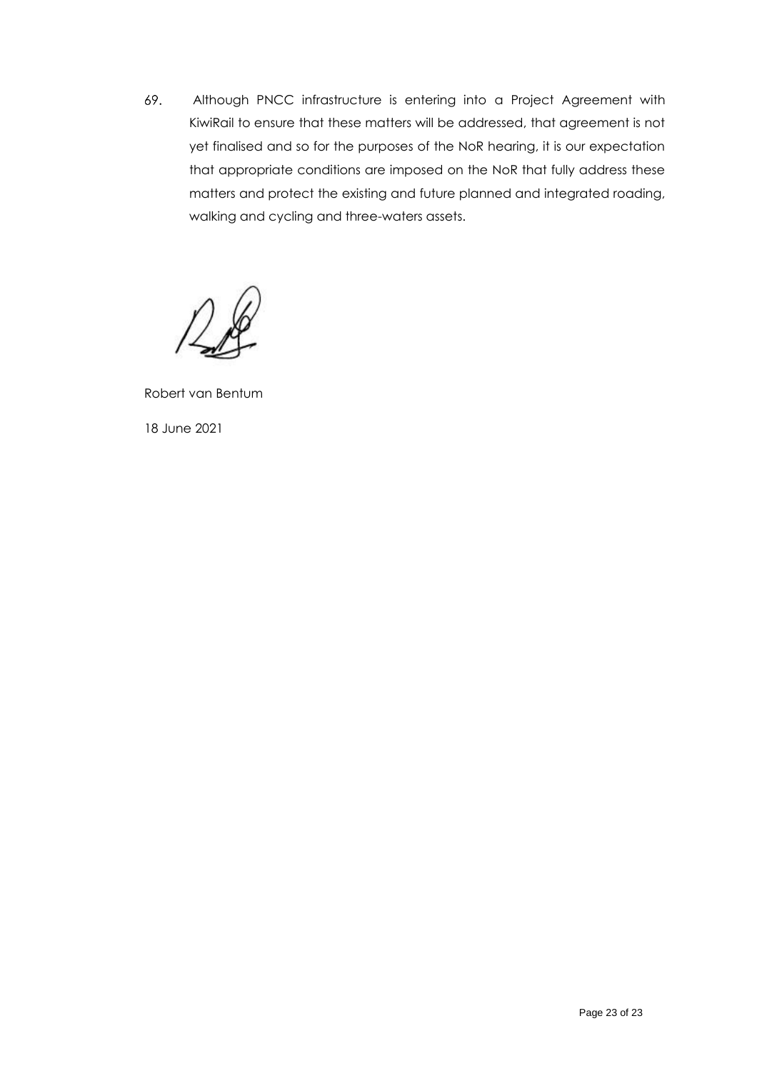69. Although PNCC infrastructure is entering into a Project Agreement with KiwiRail to ensure that these matters will be addressed, that agreement is not yet finalised and so for the purposes of the NoR hearing, it is our expectation that appropriate conditions are imposed on the NoR that fully address these matters and protect the existing and future planned and integrated roading, walking and cycling and three-waters assets.

Robert van Bentum

18 June 2021